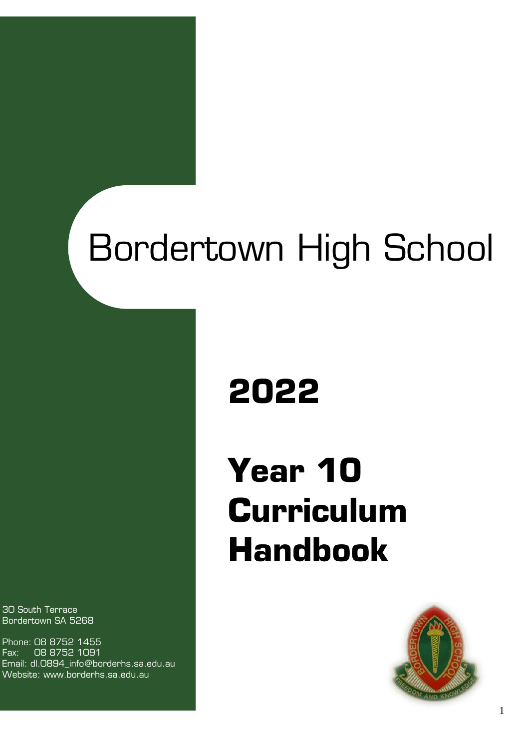# Bordertown High School

# 2022

# Year 10 Curriculum Handbook

30 South Terrace
Bordertown SA 5268

Phone: 08 8752 1455
Fax: 08 8752 1091
Email: dl.0894_info@borderhs.sa.edu.au
Website: www.borderhs.sa.edu.au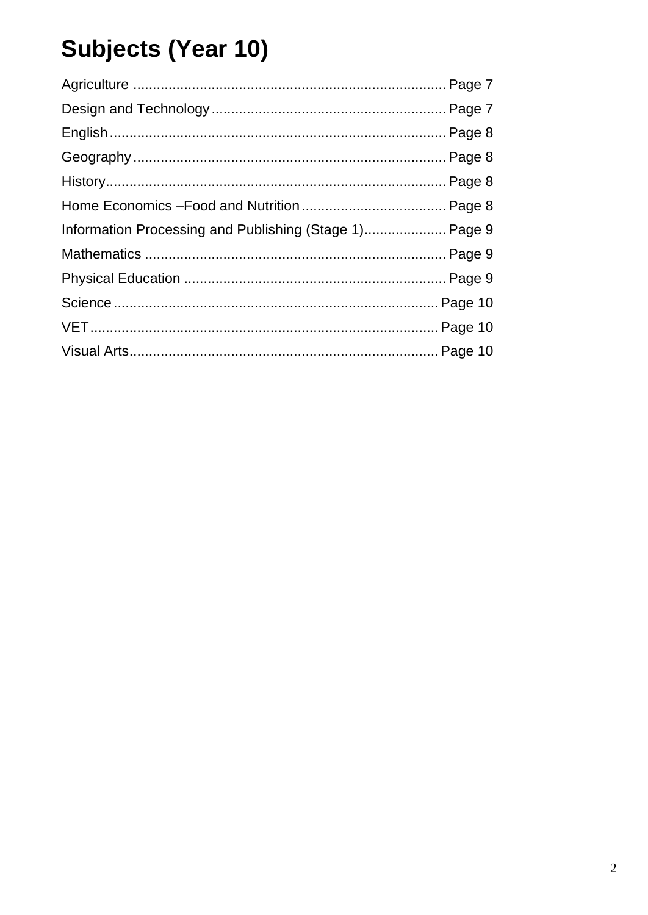# Subjects (Year 10)

Agriculture ................................................................................ Page 7
Design and Technology ............................................................ Page 7
English ...................................................................................... Page 8
Geography ................................................................................ Page 8
History ....................................................................................... Page 8
Home Economics –Food and Nutrition ..................................... Page 8
Information Processing and Publishing (Stage 1) ..................... Page 9
Mathematics ............................................................................. Page 9
Physical Education ................................................................... Page 9
Science .................................................................................... Page 10
VET .......................................................................................... Page 10
Visual Arts ................................................................................ Page 10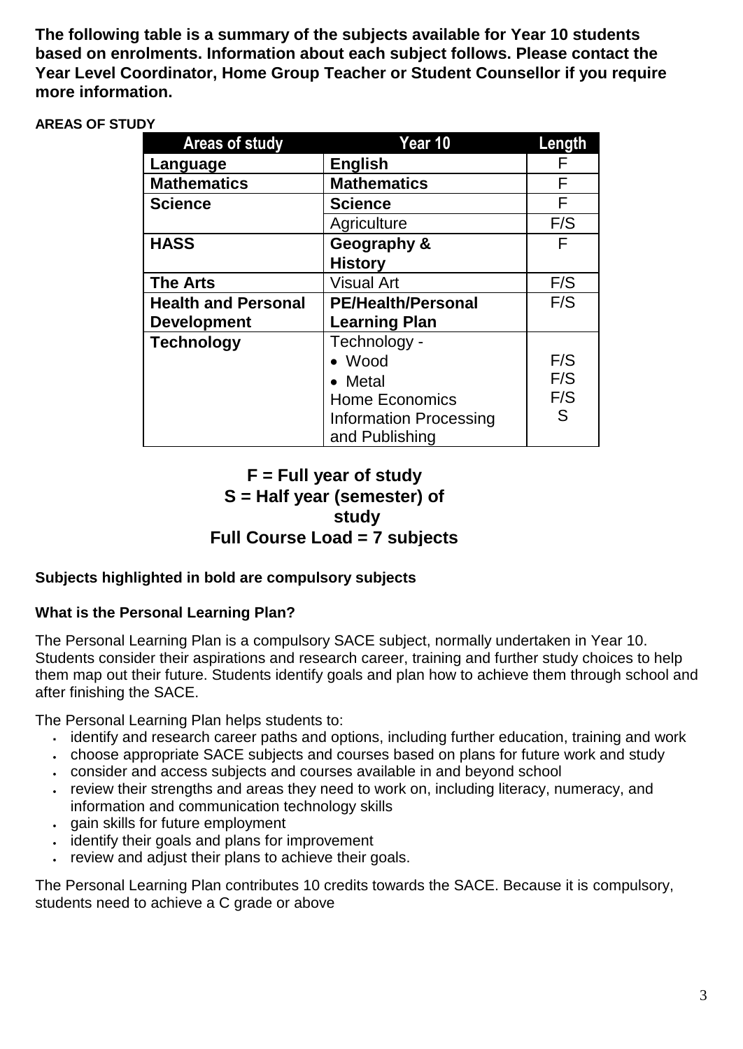**The following table is a summary of the subjects available for Year 10 students based on enrolments. Information about each subject follows. Please contact the Year Level Coordinator, Home Group Teacher or Student Counsellor if you require more information.**

**AREAS OF STUDY**

| Areas of study | Year 10 | Length |
|---|---|---|
| **Language** | **English** | F |
| **Mathematics** | **Mathematics** | F |
| **Science** | **Science** | F |
| | Agriculture | F/S |
| **HASS** | **Geography & History** | F |
| **The Arts** | Visual Art | F/S |
| **Health and Personal Development** | **PE/Health/Personal Learning Plan** | F/S |
| **Technology** | Technology -<br>• Wood<br>• Metal<br>Home Economics<br>Information Processing and Publishing | <br>F/S<br>F/S<br>F/S<br>S |

**F = Full year of study**
**S = Half year (semester) of study**
**Full Course Load = 7 subjects**

**Subjects highlighted in bold are compulsory subjects**

**What is the Personal Learning Plan?**

The Personal Learning Plan is a compulsory SACE subject, normally undertaken in Year 10. Students consider their aspirations and research career, training and further study choices to help them map out their future. Students identify goals and plan how to achieve them through school and after finishing the SACE.

The Personal Learning Plan helps students to:

- identify and research career paths and options, including further education, training and work
- choose appropriate SACE subjects and courses based on plans for future work and study
- consider and access subjects and courses available in and beyond school
- review their strengths and areas they need to work on, including literacy, numeracy, and information and communication technology skills
- gain skills for future employment
- identify their goals and plans for improvement
- review and adjust their plans to achieve their goals.

The Personal Learning Plan contributes 10 credits towards the SACE. Because it is compulsory, students need to achieve a C grade or above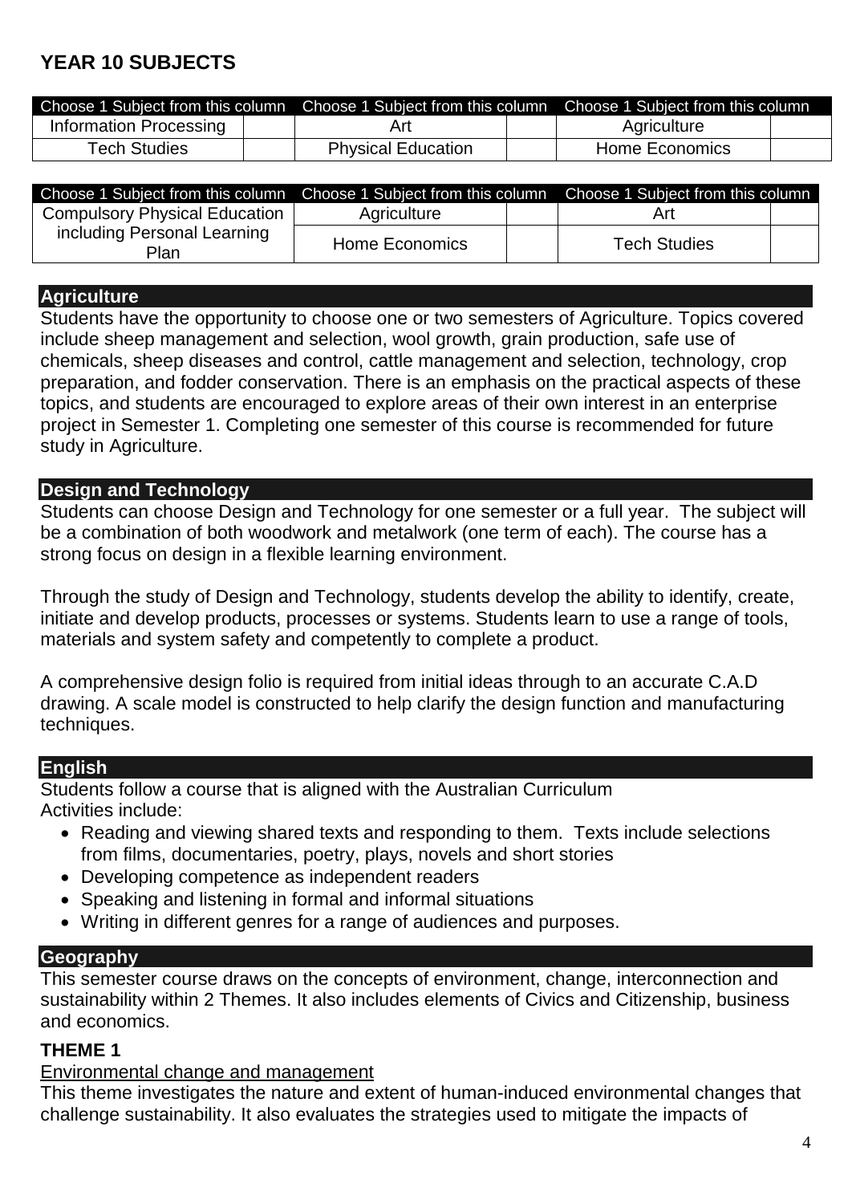## YEAR 10 SUBJECTS

| Choose 1 Subject from this column | | Choose 1 Subject from this column | | Choose 1 Subject from this column | |
|---|---|---|---|---|---|
| Information Processing | | Art | | Agriculture | |
| Tech Studies | | Physical Education | | Home Economics | |

| Choose 1 Subject from this column | Choose 1 Subject from this column | | Choose 1 Subject from this column | |
|---|---|---|---|---|
| Compulsory Physical Education including Personal Learning Plan | Agriculture | | Art | |
| | Home Economics | | Tech Studies | |

### Agriculture

Students have the opportunity to choose one or two semesters of Agriculture. Topics covered include sheep management and selection, wool growth, grain production, safe use of chemicals, sheep diseases and control, cattle management and selection, technology, crop preparation, and fodder conservation. There is an emphasis on the practical aspects of these topics, and students are encouraged to explore areas of their own interest in an enterprise project in Semester 1. Completing one semester of this course is recommended for future study in Agriculture.

### Design and Technology

Students can choose Design and Technology for one semester or a full year. The subject will be a combination of both woodwork and metalwork (one term of each). The course has a strong focus on design in a flexible learning environment.

Through the study of Design and Technology, students develop the ability to identify, create, initiate and develop products, processes or systems. Students learn to use a range of tools, materials and system safety and competently to complete a product.

A comprehensive design folio is required from initial ideas through to an accurate C.A.D drawing. A scale model is constructed to help clarify the design function and manufacturing techniques.

### English

Students follow a course that is aligned with the Australian Curriculum
Activities include:

- Reading and viewing shared texts and responding to them. Texts include selections from films, documentaries, poetry, plays, novels and short stories
- Developing competence as independent readers
- Speaking and listening in formal and informal situations
- Writing in different genres for a range of audiences and purposes.

### Geography

This semester course draws on the concepts of environment, change, interconnection and sustainability within 2 Themes. It also includes elements of Civics and Citizenship, business and economics.

**THEME 1**

Environmental change and management

This theme investigates the nature and extent of human-induced environmental changes that challenge sustainability. It also evaluates the strategies used to mitigate the impacts of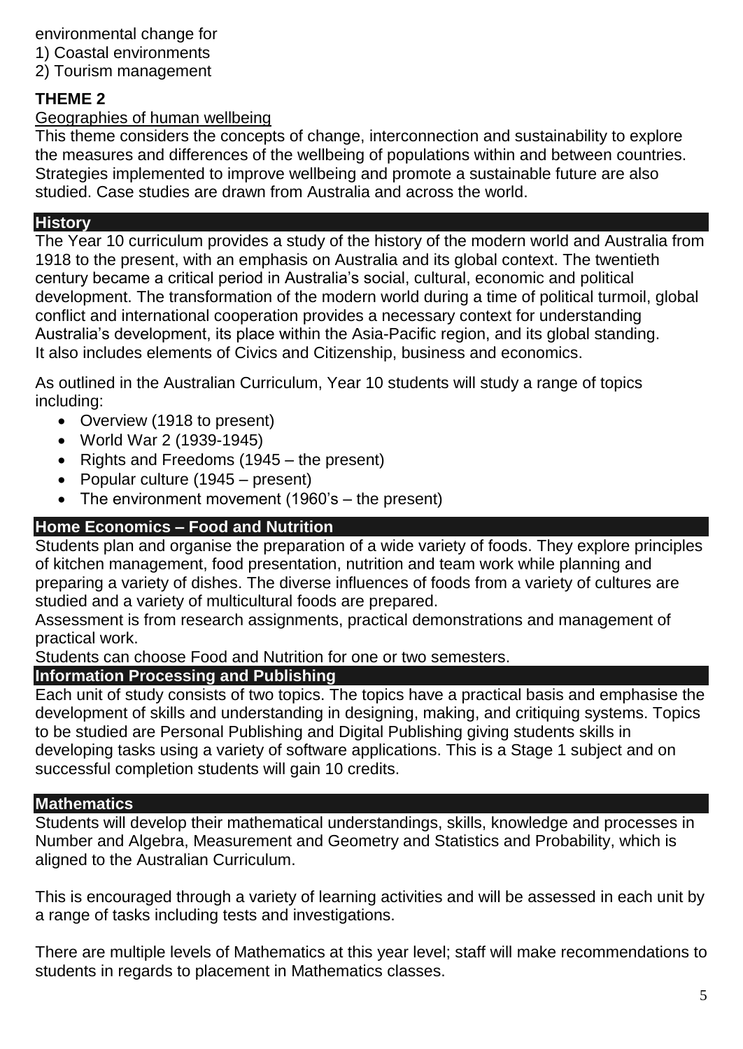environmental change for
1) Coastal environments
2) Tourism management

### THEME 2

Geographies of human wellbeing

This theme considers the concepts of change, interconnection and sustainability to explore the measures and differences of the wellbeing of populations within and between countries. Strategies implemented to improve wellbeing and promote a sustainable future are also studied. Case studies are drawn from Australia and across the world.

## History

The Year 10 curriculum provides a study of the history of the modern world and Australia from 1918 to the present, with an emphasis on Australia and its global context. The twentieth century became a critical period in Australia's social, cultural, economic and political development. The transformation of the modern world during a time of political turmoil, global conflict and international cooperation provides a necessary context for understanding Australia's development, its place within the Asia-Pacific region, and its global standing. It also includes elements of Civics and Citizenship, business and economics.

As outlined in the Australian Curriculum, Year 10 students will study a range of topics including:

- Overview (1918 to present)
- World War 2 (1939-1945)
- Rights and Freedoms (1945 – the present)
- Popular culture (1945 – present)
- The environment movement (1960's – the present)

## Home Economics – Food and Nutrition

Students plan and organise the preparation of a wide variety of foods. They explore principles of kitchen management, food presentation, nutrition and team work while planning and preparing a variety of dishes. The diverse influences of foods from a variety of cultures are studied and a variety of multicultural foods are prepared.
Assessment is from research assignments, practical demonstrations and management of practical work.
Students can choose Food and Nutrition for one or two semesters.

## Information Processing and Publishing

Each unit of study consists of two topics. The topics have a practical basis and emphasise the development of skills and understanding in designing, making, and critiquing systems. Topics to be studied are Personal Publishing and Digital Publishing giving students skills in developing tasks using a variety of software applications. This is a Stage 1 subject and on successful completion students will gain 10 credits.

## Mathematics

Students will develop their mathematical understandings, skills, knowledge and processes in Number and Algebra, Measurement and Geometry and Statistics and Probability, which is aligned to the Australian Curriculum.

This is encouraged through a variety of learning activities and will be assessed in each unit by a range of tasks including tests and investigations.

There are multiple levels of Mathematics at this year level; staff will make recommendations to students in regards to placement in Mathematics classes.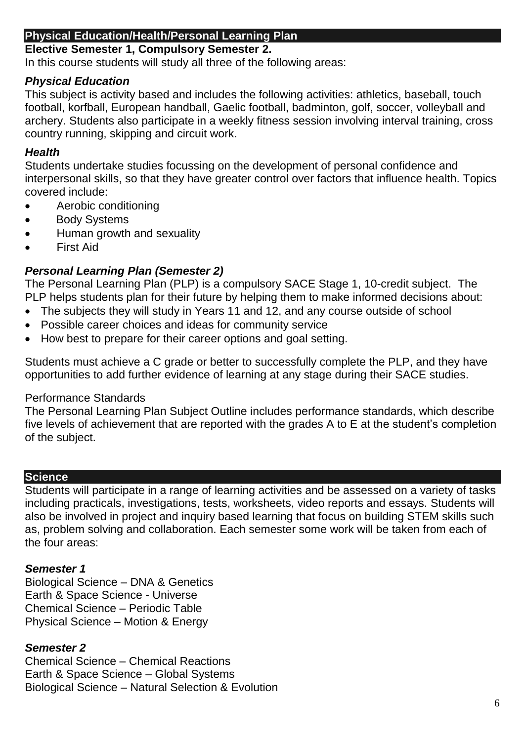## Physical Education/Health/Personal Learning Plan

**Elective Semester 1, Compulsory Semester 2.**

In this course students will study all three of the following areas:

### *Physical Education*

This subject is activity based and includes the following activities: athletics, baseball, touch football, korfball, European handball, Gaelic football, badminton, golf, soccer, volleyball and archery. Students also participate in a weekly fitness session involving interval training, cross country running, skipping and circuit work.

### *Health*

Students undertake studies focussing on the development of personal confidence and interpersonal skills, so that they have greater control over factors that influence health. Topics covered include:

- Aerobic conditioning
- Body Systems
- Human growth and sexuality
- First Aid

### *Personal Learning Plan (Semester 2)*

The Personal Learning Plan (PLP) is a compulsory SACE Stage 1, 10-credit subject. The PLP helps students plan for their future by helping them to make informed decisions about:

- The subjects they will study in Years 11 and 12, and any course outside of school
- Possible career choices and ideas for community service
- How best to prepare for their career options and goal setting.

Students must achieve a C grade or better to successfully complete the PLP, and they have opportunities to add further evidence of learning at any stage during their SACE studies.

Performance Standards

The Personal Learning Plan Subject Outline includes performance standards, which describe five levels of achievement that are reported with the grades A to E at the student's completion of the subject.

## Science

Students will participate in a range of learning activities and be assessed on a variety of tasks including practicals, investigations, tests, worksheets, video reports and essays. Students will also be involved in project and inquiry based learning that focus on building STEM skills such as, problem solving and collaboration. Each semester some work will be taken from each of the four areas:

### *Semester 1*

Biological Science – DNA & Genetics
Earth & Space Science - Universe
Chemical Science – Periodic Table
Physical Science – Motion & Energy

### *Semester 2*

Chemical Science – Chemical Reactions
Earth & Space Science – Global Systems
Biological Science – Natural Selection & Evolution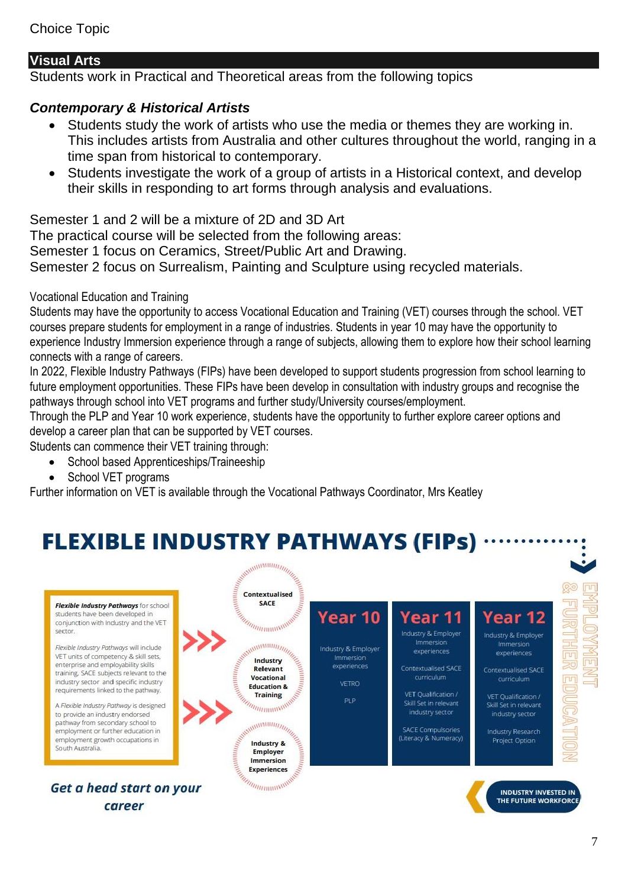Choice Topic

## Visual Arts

Students work in Practical and Theoretical areas from the following topics

### *Contemporary & Historical Artists*

- Students study the work of artists who use the media or themes they are working in. This includes artists from Australia and other cultures throughout the world, ranging in a time span from historical to contemporary.
- Students investigate the work of a group of artists in a Historical context, and develop their skills in responding to art forms through analysis and evaluations.

Semester 1 and 2 will be a mixture of 2D and 3D Art
The practical course will be selected from the following areas:
Semester 1 focus on Ceramics, Street/Public Art and Drawing.
Semester 2 focus on Surrealism, Painting and Sculpture using recycled materials.

Vocational Education and Training

Students may have the opportunity to access Vocational Education and Training (VET) courses through the school. VET courses prepare students for employment in a range of industries. Students in year 10 may have the opportunity to experience Industry Immersion experience through a range of subjects, allowing them to explore how their school learning connects with a range of careers.

In 2022, Flexible Industry Pathways (FIPs) have been developed to support students progression from school learning to future employment opportunities. These FIPs have been develop in consultation with industry groups and recognise the pathways through school into VET programs and further study/University courses/employment.

Through the PLP and Year 10 work experience, students have the opportunity to further explore career options and develop a career plan that can be supported by VET courses.

Students can commence their VET training through:

- School based Apprenticeships/Traineeship
- School VET programs

Further information on VET is available through the Vocational Pathways Coordinator, Mrs Keatley

## FLEXIBLE INDUSTRY PATHWAYS (FIPs)

***Flexible Industry Pathways*** for school students have been developed in conjunction with Industry and the VET sector.

*Flexible Industry Pathways* will include VET units of competency & skill sets, enterprise and employability skills training, SACE subjects relevant to the industry sector and specific industry requirements linked to the pathway.

A *Flexible Industry Pathway* is designed to provide an industry endorsed pathway from secondary school to employment or further education in employment growth occupations in South Australia.

- Contextualised SACE
- Industry Relevant Vocational Education & Training
- Industry & Employer Immersion Experiences

| Year 10 | Year 11 | Year 12 |
|---|---|---|
| Industry & Employer Immersion experiences | Industry & Employer Immersion experiences | Industry & Employer Immersion experiences |
| VETRO | Contextualised SACE curriculum | Contextualised SACE curriculum |
| PLP | VET Qualification / Skill Set in relevant industry sector | VET Qualification / Skill Set in relevant industry sector |
| | SACE Compulsories (Literacy & Numeracy) | Industry Research Project Option |

EMPLOYMENT & FURTHER EDUCATION

***Get a head start on your career***

INDUSTRY INVESTED IN THE FUTURE WORKFORCE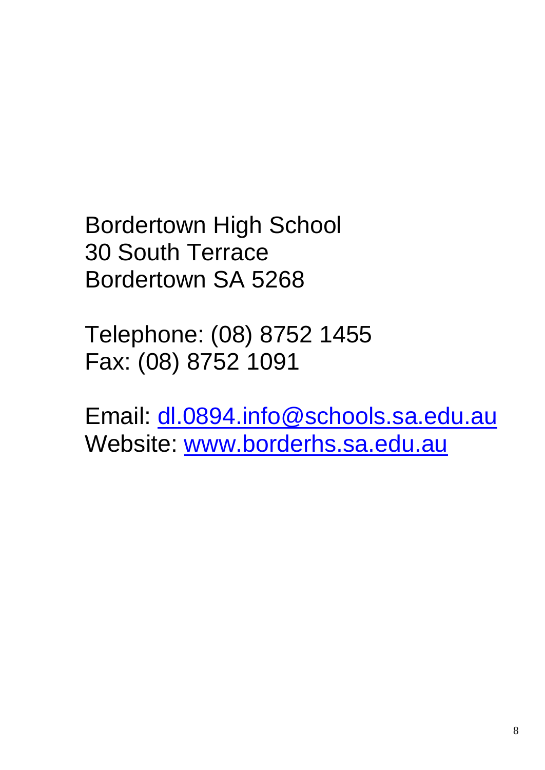Bordertown High School
30 South Terrace
Bordertown SA 5268

Telephone: (08) 8752 1455
Fax: (08) 8752 1091

Email: dl.0894.info@schools.sa.edu.au
Website: www.borderhs.sa.edu.au